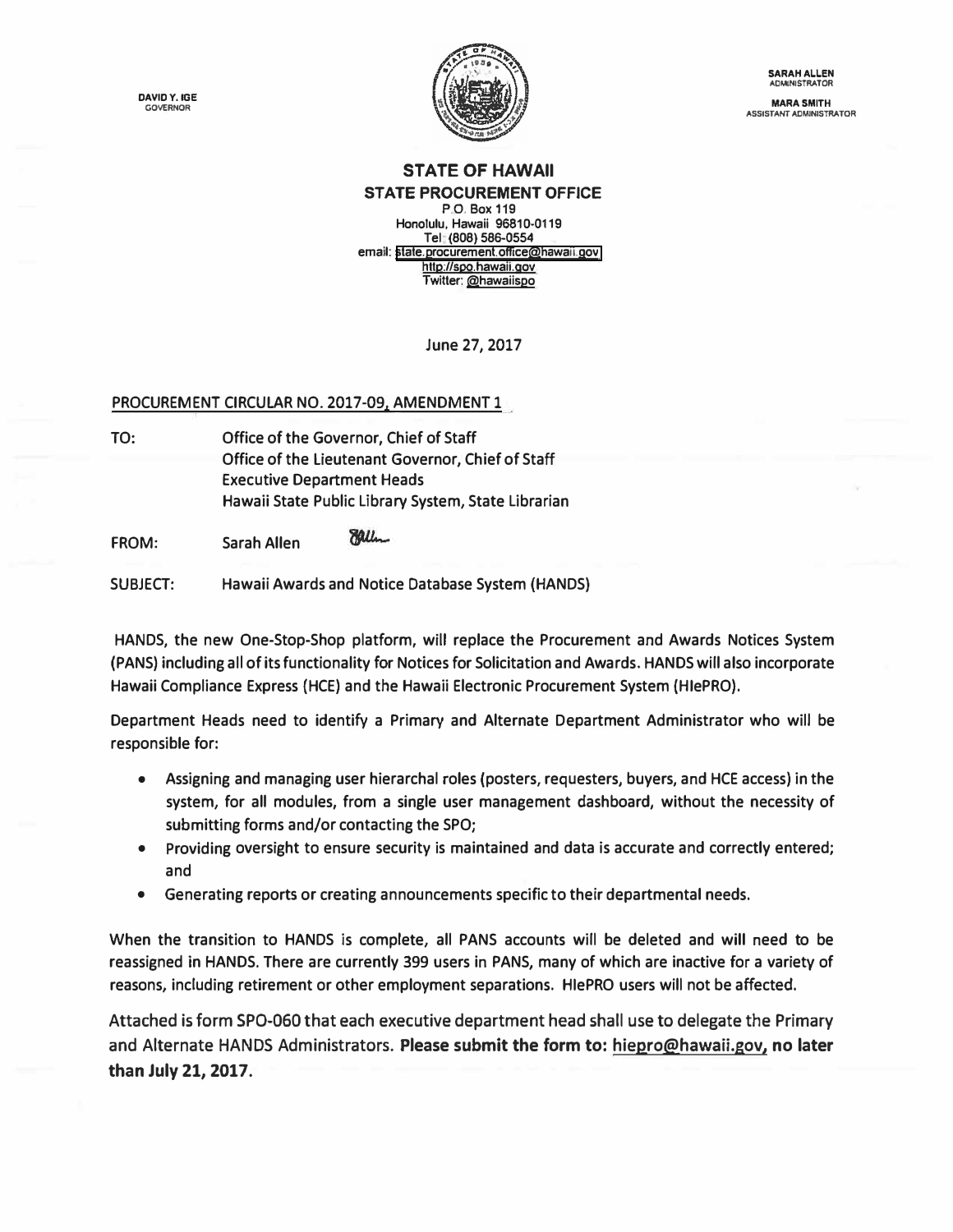DAVID Y. IGE
GOVERNOR

SARAH ALLEN
ADMINISTRATOR

MARA SMITH
ASSISTANT ADMINISTRATOR

# STATE OF HAWAII
## STATE PROCUREMENT OFFICE

P.O. Box 119
Honolulu, Hawaii 96810-0119
Tel: (808) 586-0554
email: state.procurement.office@hawaii.gov
http://spo.hawaii.gov
Twitter: @hawaiispo

June 27, 2017

PROCUREMENT CIRCULAR NO. 2017-09, AMENDMENT 1

TO: Office of the Governor, Chief of Staff
Office of the Lieutenant Governor, Chief of Staff
Executive Department Heads
Hawaii State Public Library System, State Librarian

FROM: Sarah Allen

SUBJECT: Hawaii Awards and Notice Database System (HANDS)

HANDS, the new One-Stop-Shop platform, will replace the Procurement and Awards Notices System (PANS) including all of its functionality for Notices for Solicitation and Awards. HANDS will also incorporate Hawaii Compliance Express (HCE) and the Hawaii Electronic Procurement System (HIePRO).

Department Heads need to identify a Primary and Alternate Department Administrator who will be responsible for:

- Assigning and managing user hierarchal roles (posters, requesters, buyers, and HCE access) in the system, for all modules, from a single user management dashboard, without the necessity of submitting forms and/or contacting the SPO;
- Providing oversight to ensure security is maintained and data is accurate and correctly entered; and
- Generating reports or creating announcements specific to their departmental needs.

When the transition to HANDS is complete, all PANS accounts will be deleted and will need to be reassigned in HANDS. There are currently 399 users in PANS, many of which are inactive for a variety of reasons, including retirement or other employment separations. HIePRO users will not be affected.

Attached is form SPO-060 that each executive department head shall use to delegate the Primary and Alternate HANDS Administrators. **Please submit the form to: hiepro@hawaii.gov, no later than July 21, 2017.**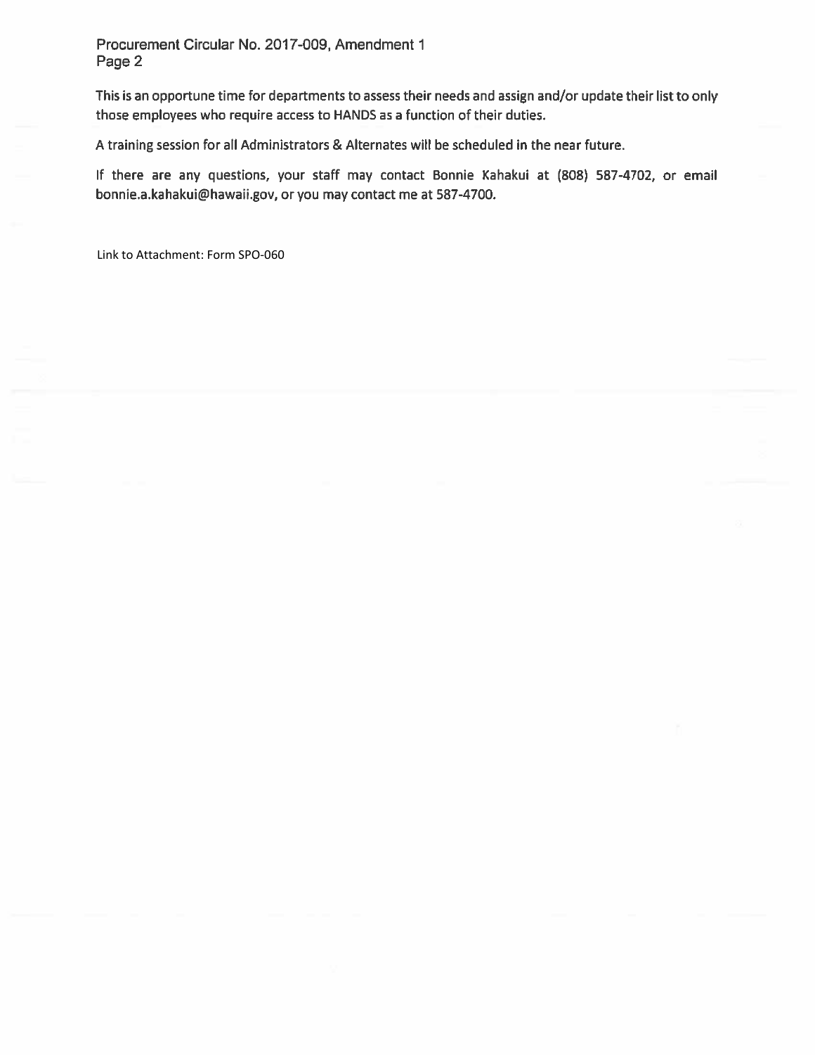This is an opportune time for departments to assess their needs and assign and/or update their list to only those employees who require access to HANDS as a function of their duties.

A training session for all Administrators & Alternates will be scheduled in the near future.

If there are any questions, your staff may contact Bonnie Kahakui at (808) 587-4702, or email bonnie.a.kahakui@hawaii.gov, or you may contact me at 587-4700.

Link to Attachment: Form SPO-060